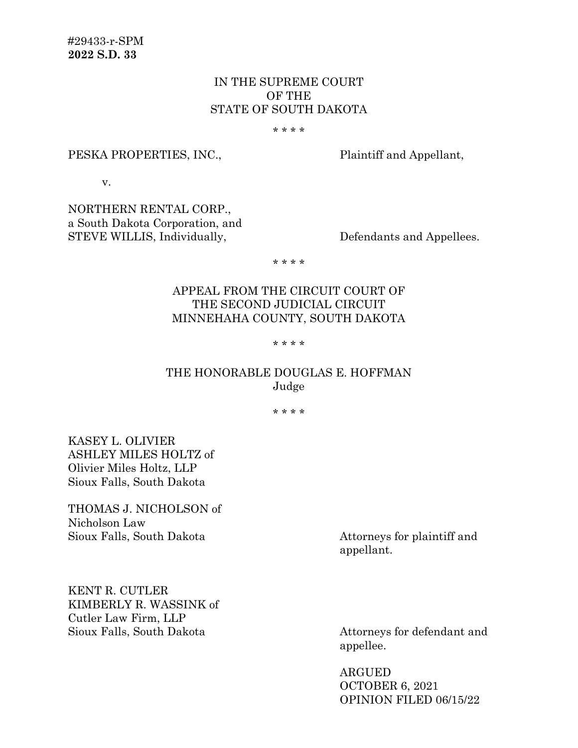#29433-r-SPM
**2022 S.D. 33**

IN THE SUPREME COURT
OF THE
STATE OF SOUTH DAKOTA

* * * *

PESKA PROPERTIES, INC., Plaintiff and Appellant,

v.

NORTHERN RENTAL CORP.,
a South Dakota Corporation, and
STEVE WILLIS, Individually, Defendants and Appellees.

* * * *

APPEAL FROM THE CIRCUIT COURT OF
THE SECOND JUDICIAL CIRCUIT
MINNEHAHA COUNTY, SOUTH DAKOTA

* * * *

THE HONORABLE DOUGLAS E. HOFFMAN
Judge

* * * *

KASEY L. OLIVIER
ASHLEY MILES HOLTZ of
Olivier Miles Holtz, LLP
Sioux Falls, South Dakota

THOMAS J. NICHOLSON of
Nicholson Law
Sioux Falls, South Dakota

Attorneys for plaintiff and appellant.

KENT R. CUTLER
KIMBERLY R. WASSINK of
Cutler Law Firm, LLP
Sioux Falls, South Dakota

Attorneys for defendant and appellee.

ARGUED
OCTOBER 6, 2021
OPINION FILED 06/15/22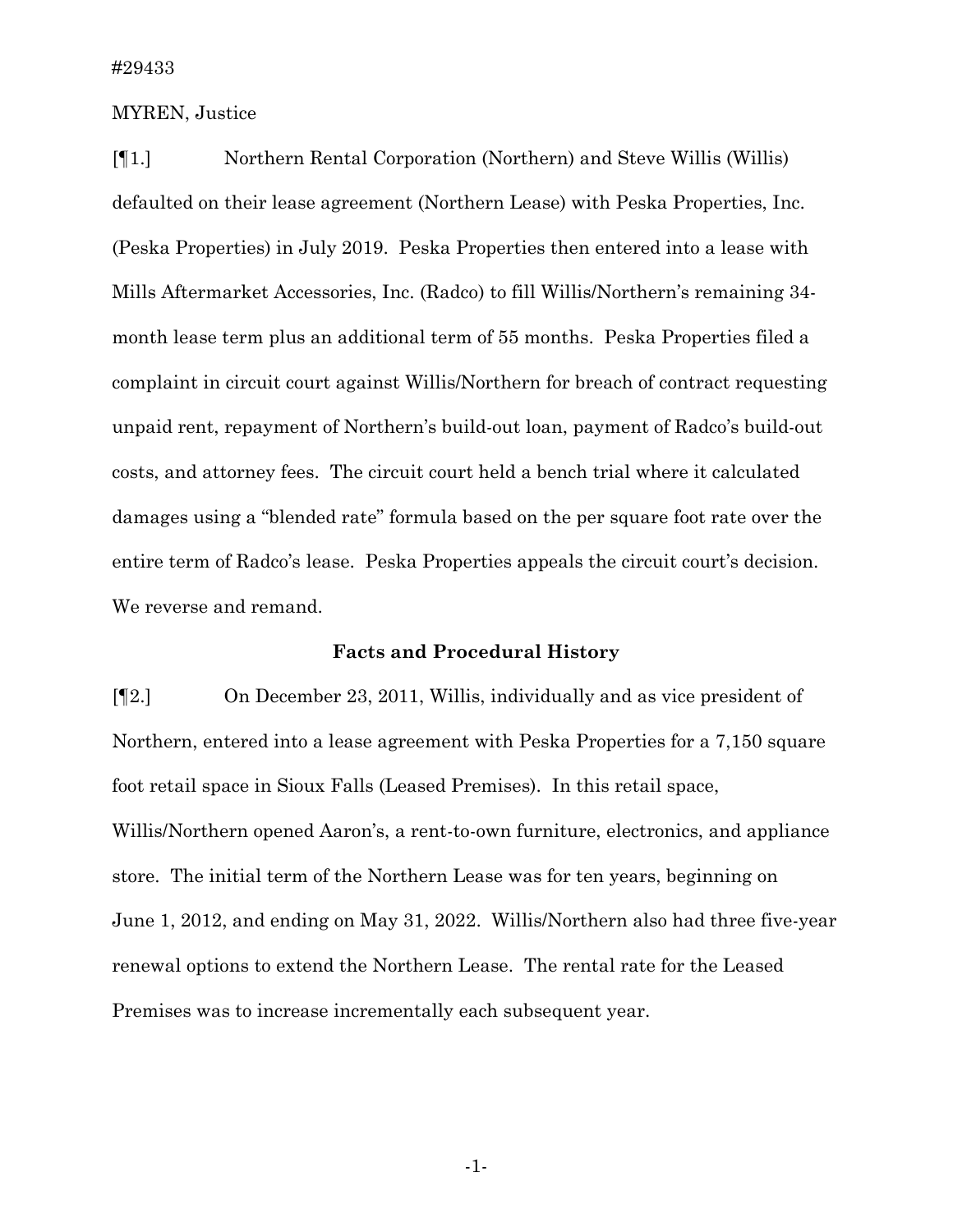#29433

MYREN, Justice

[¶1.] Northern Rental Corporation (Northern) and Steve Willis (Willis) defaulted on their lease agreement (Northern Lease) with Peska Properties, Inc. (Peska Properties) in July 2019. Peska Properties then entered into a lease with Mills Aftermarket Accessories, Inc. (Radco) to fill Willis/Northern's remaining 34-month lease term plus an additional term of 55 months. Peska Properties filed a complaint in circuit court against Willis/Northern for breach of contract requesting unpaid rent, repayment of Northern's build-out loan, payment of Radco's build-out costs, and attorney fees. The circuit court held a bench trial where it calculated damages using a "blended rate" formula based on the per square foot rate over the entire term of Radco's lease. Peska Properties appeals the circuit court's decision. We reverse and remand.

## Facts and Procedural History

[¶2.] On December 23, 2011, Willis, individually and as vice president of Northern, entered into a lease agreement with Peska Properties for a 7,150 square foot retail space in Sioux Falls (Leased Premises). In this retail space, Willis/Northern opened Aaron's, a rent-to-own furniture, electronics, and appliance store. The initial term of the Northern Lease was for ten years, beginning on June 1, 2012, and ending on May 31, 2022. Willis/Northern also had three five-year renewal options to extend the Northern Lease. The rental rate for the Leased Premises was to increase incrementally each subsequent year.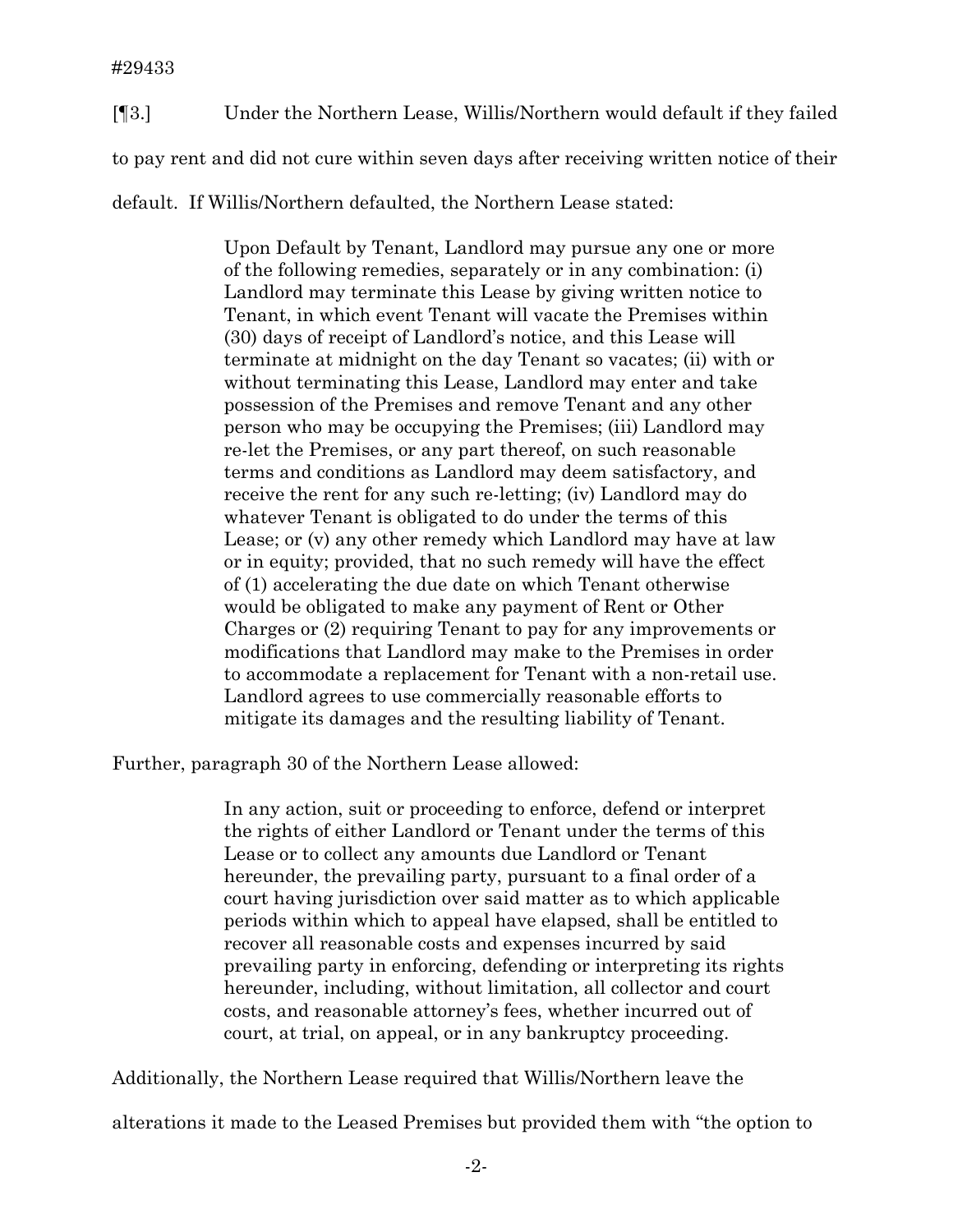[¶3.] Under the Northern Lease, Willis/Northern would default if they failed to pay rent and did not cure within seven days after receiving written notice of their default. If Willis/Northern defaulted, the Northern Lease stated:

> Upon Default by Tenant, Landlord may pursue any one or more of the following remedies, separately or in any combination: (i) Landlord may terminate this Lease by giving written notice to Tenant, in which event Tenant will vacate the Premises within (30) days of receipt of Landlord's notice, and this Lease will terminate at midnight on the day Tenant so vacates; (ii) with or without terminating this Lease, Landlord may enter and take possession of the Premises and remove Tenant and any other person who may be occupying the Premises; (iii) Landlord may re-let the Premises, or any part thereof, on such reasonable terms and conditions as Landlord may deem satisfactory, and receive the rent for any such re-letting; (iv) Landlord may do whatever Tenant is obligated to do under the terms of this Lease; or (v) any other remedy which Landlord may have at law or in equity; provided, that no such remedy will have the effect of (1) accelerating the due date on which Tenant otherwise would be obligated to make any payment of Rent or Other Charges or (2) requiring Tenant to pay for any improvements or modifications that Landlord may make to the Premises in order to accommodate a replacement for Tenant with a non-retail use. Landlord agrees to use commercially reasonable efforts to mitigate its damages and the resulting liability of Tenant.

Further, paragraph 30 of the Northern Lease allowed:

> In any action, suit or proceeding to enforce, defend or interpret the rights of either Landlord or Tenant under the terms of this Lease or to collect any amounts due Landlord or Tenant hereunder, the prevailing party, pursuant to a final order of a court having jurisdiction over said matter as to which applicable periods within which to appeal have elapsed, shall be entitled to recover all reasonable costs and expenses incurred by said prevailing party in enforcing, defending or interpreting its rights hereunder, including, without limitation, all collector and court costs, and reasonable attorney's fees, whether incurred out of court, at trial, on appeal, or in any bankruptcy proceeding.

Additionally, the Northern Lease required that Willis/Northern leave the alterations it made to the Leased Premises but provided them with "the option to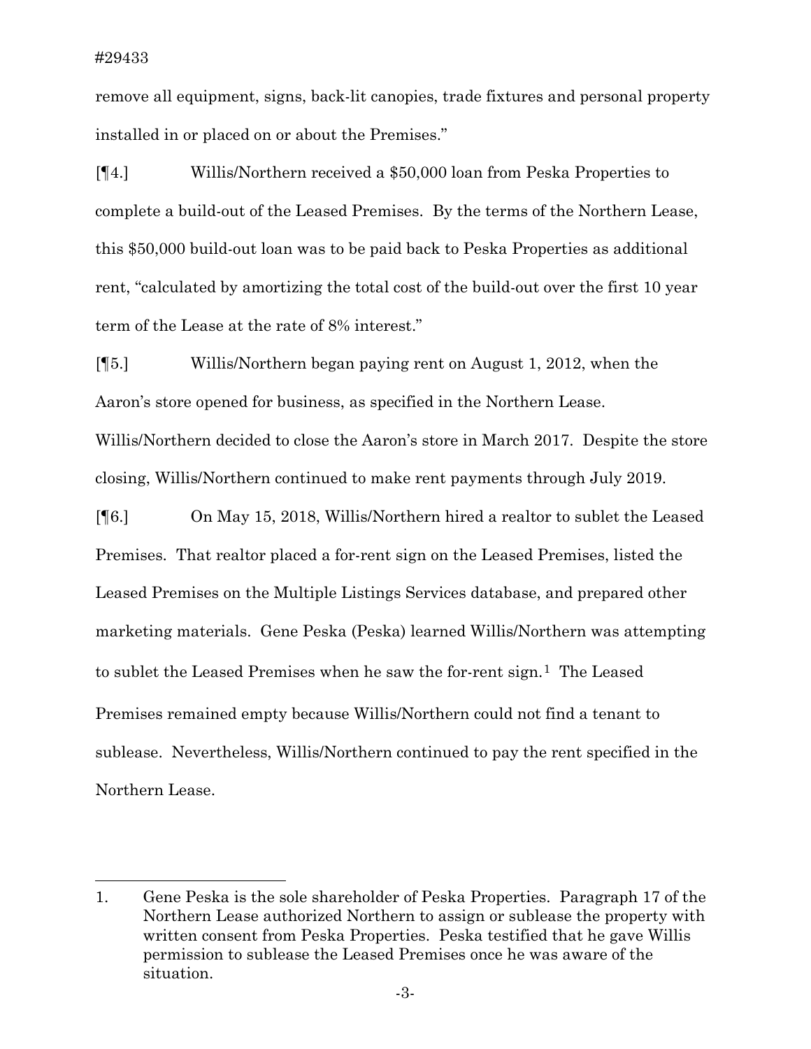remove all equipment, signs, back-lit canopies, trade fixtures and personal property installed in or placed on or about the Premises."

[¶4.] Willis/Northern received a $50,000 loan from Peska Properties to complete a build-out of the Leased Premises. By the terms of the Northern Lease, this $50,000 build-out loan was to be paid back to Peska Properties as additional rent, "calculated by amortizing the total cost of the build-out over the first 10 year term of the Lease at the rate of 8% interest."

[¶5.] Willis/Northern began paying rent on August 1, 2012, when the Aaron's store opened for business, as specified in the Northern Lease. Willis/Northern decided to close the Aaron's store in March 2017. Despite the store closing, Willis/Northern continued to make rent payments through July 2019.

[¶6.] On May 15, 2018, Willis/Northern hired a realtor to sublet the Leased Premises. That realtor placed a for-rent sign on the Leased Premises, listed the Leased Premises on the Multiple Listings Services database, and prepared other marketing materials. Gene Peska (Peska) learned Willis/Northern was attempting to sublet the Leased Premises when he saw the for-rent sign.[1] The Leased Premises remained empty because Willis/Northern could not find a tenant to sublease. Nevertheless, Willis/Northern continued to pay the rent specified in the Northern Lease.

---

1. Gene Peska is the sole shareholder of Peska Properties. Paragraph 17 of the Northern Lease authorized Northern to assign or sublease the property with written consent from Peska Properties. Peska testified that he gave Willis permission to sublease the Leased Premises once he was aware of the situation.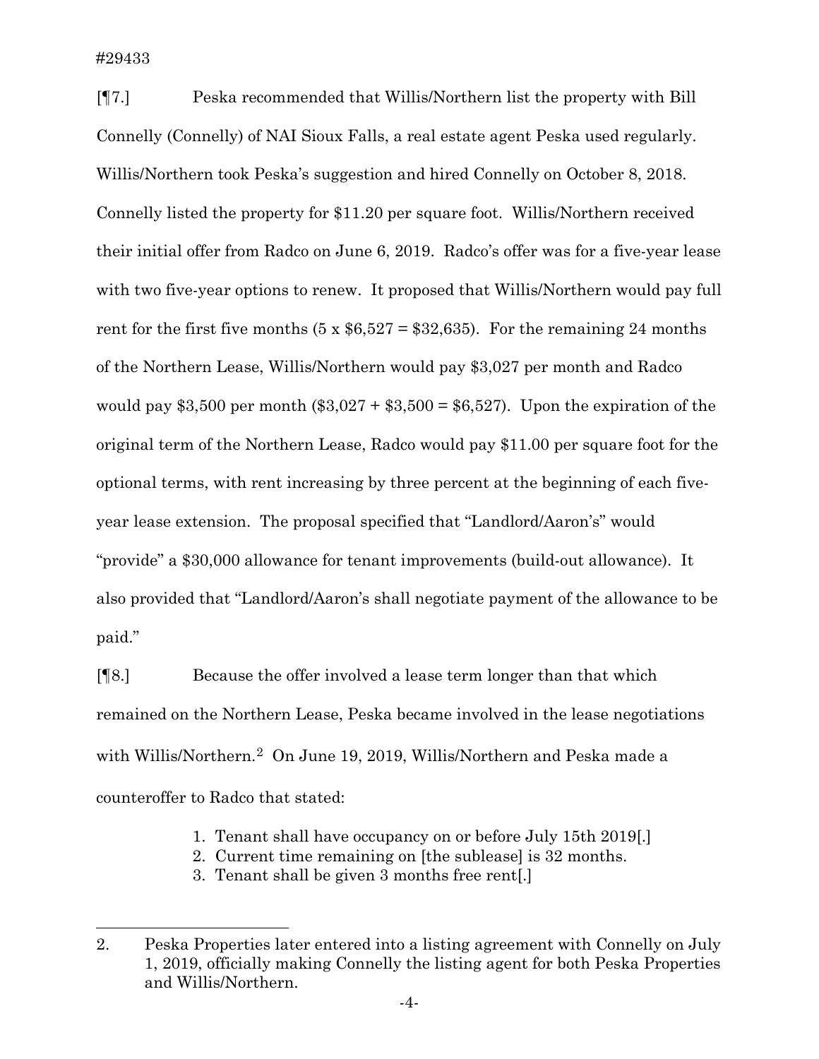[¶7.] Peska recommended that Willis/Northern list the property with Bill Connelly (Connelly) of NAI Sioux Falls, a real estate agent Peska used regularly. Willis/Northern took Peska's suggestion and hired Connelly on October 8, 2018. Connelly listed the property for $11.20 per square foot. Willis/Northern received their initial offer from Radco on June 6, 2019. Radco's offer was for a five-year lease with two five-year options to renew. It proposed that Willis/Northern would pay full rent for the first five months (5 x $6,527 = $32,635). For the remaining 24 months of the Northern Lease, Willis/Northern would pay $3,027 per month and Radco would pay $3,500 per month ($3,027 + $3,500 = $6,527). Upon the expiration of the original term of the Northern Lease, Radco would pay $11.00 per square foot for the optional terms, with rent increasing by three percent at the beginning of each five-year lease extension. The proposal specified that "Landlord/Aaron's" would "provide" a $30,000 allowance for tenant improvements (build-out allowance). It also provided that "Landlord/Aaron's shall negotiate payment of the allowance to be paid."

[¶8.] Because the offer involved a lease term longer than that which remained on the Northern Lease, Peska became involved in the lease negotiations with Willis/Northern.[2] On June 19, 2019, Willis/Northern and Peska made a counteroffer to Radco that stated:

> 1. Tenant shall have occupancy on or before July 15th 2019[.]
> 2. Current time remaining on [the sublease] is 32 months.
> 3. Tenant shall be given 3 months free rent[.]

---

2. Peska Properties later entered into a listing agreement with Connelly on July 1, 2019, officially making Connelly the listing agent for both Peska Properties and Willis/Northern.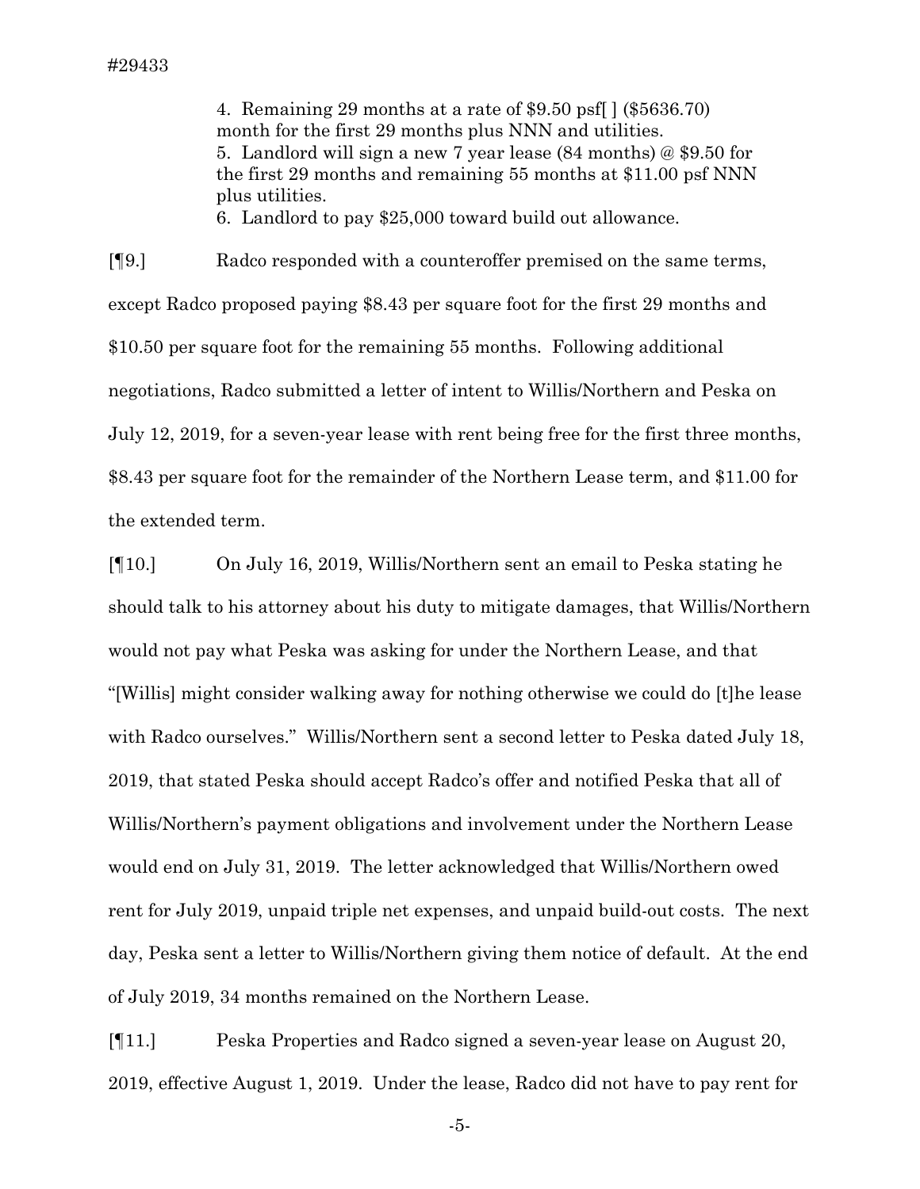4. Remaining 29 months at a rate of $9.50 psf[ ] ($5636.70) month for the first 29 months plus NNN and utilities.
5. Landlord will sign a new 7 year lease (84 months) @ $9.50 for the first 29 months and remaining 55 months at $11.00 psf NNN plus utilities.
6. Landlord to pay $25,000 toward build out allowance.

[¶9.] Radco responded with a counteroffer premised on the same terms, except Radco proposed paying $8.43 per square foot for the first 29 months and $10.50 per square foot for the remaining 55 months. Following additional negotiations, Radco submitted a letter of intent to Willis/Northern and Peska on July 12, 2019, for a seven-year lease with rent being free for the first three months, $8.43 per square foot for the remainder of the Northern Lease term, and $11.00 for the extended term.

[¶10.] On July 16, 2019, Willis/Northern sent an email to Peska stating he should talk to his attorney about his duty to mitigate damages, that Willis/Northern would not pay what Peska was asking for under the Northern Lease, and that "[Willis] might consider walking away for nothing otherwise we could do [t]he lease with Radco ourselves." Willis/Northern sent a second letter to Peska dated July 18, 2019, that stated Peska should accept Radco's offer and notified Peska that all of Willis/Northern's payment obligations and involvement under the Northern Lease would end on July 31, 2019. The letter acknowledged that Willis/Northern owed rent for July 2019, unpaid triple net expenses, and unpaid build-out costs. The next day, Peska sent a letter to Willis/Northern giving them notice of default. At the end of July 2019, 34 months remained on the Northern Lease.

[¶11.] Peska Properties and Radco signed a seven-year lease on August 20, 2019, effective August 1, 2019. Under the lease, Radco did not have to pay rent for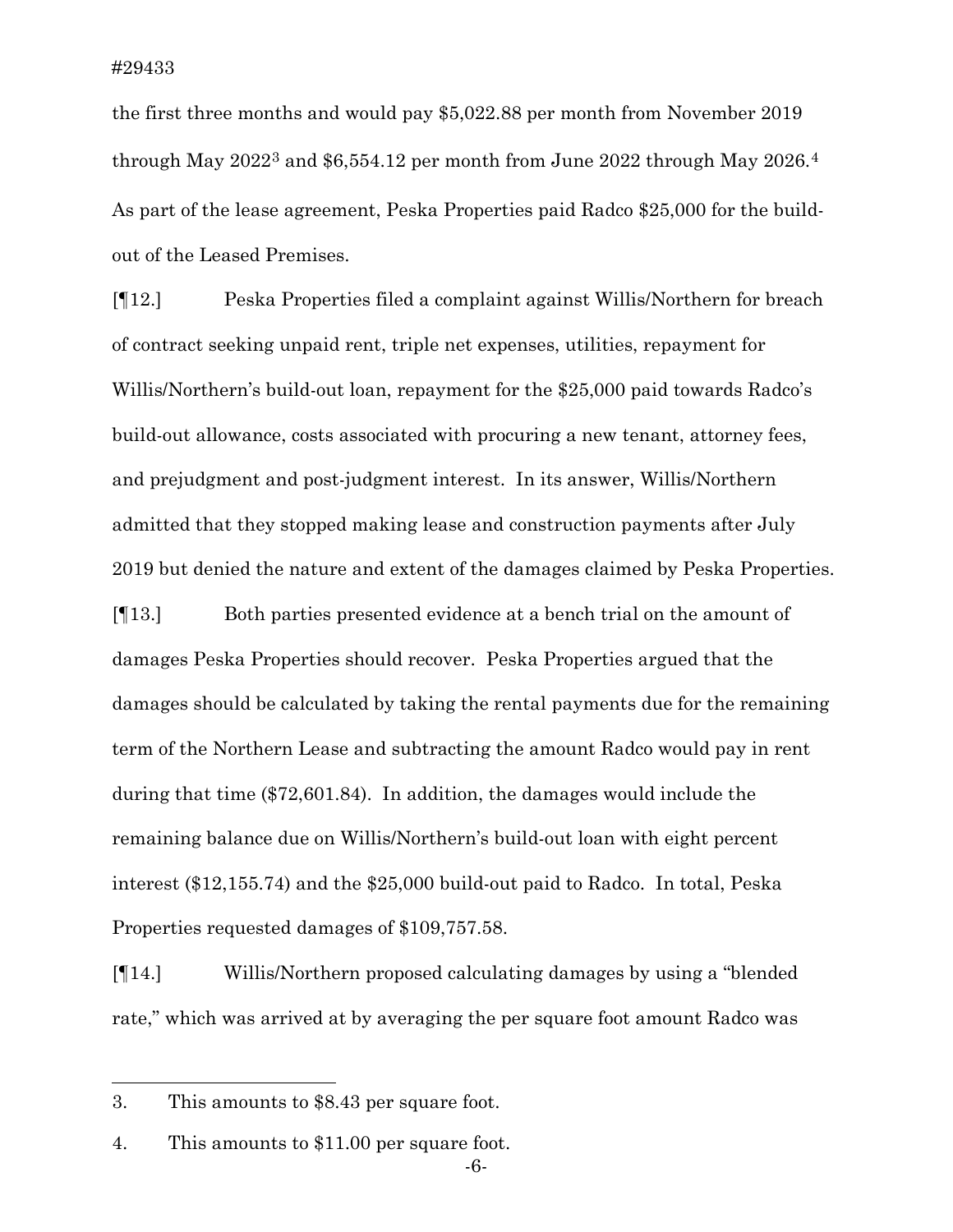the first three months and would pay $5,022.88 per month from November 2019 through May 2022[3] and $6,554.12 per month from June 2022 through May 2026.[4] As part of the lease agreement, Peska Properties paid Radco $25,000 for the build-out of the Leased Premises.

[¶12.] Peska Properties filed a complaint against Willis/Northern for breach of contract seeking unpaid rent, triple net expenses, utilities, repayment for Willis/Northern's build-out loan, repayment for the $25,000 paid towards Radco's build-out allowance, costs associated with procuring a new tenant, attorney fees, and prejudgment and post-judgment interest. In its answer, Willis/Northern admitted that they stopped making lease and construction payments after July 2019 but denied the nature and extent of the damages claimed by Peska Properties.

[¶13.] Both parties presented evidence at a bench trial on the amount of damages Peska Properties should recover. Peska Properties argued that the damages should be calculated by taking the rental payments due for the remaining term of the Northern Lease and subtracting the amount Radco would pay in rent during that time ($72,601.84). In addition, the damages would include the remaining balance due on Willis/Northern's build-out loan with eight percent interest ($12,155.74) and the $25,000 build-out paid to Radco. In total, Peska Properties requested damages of $109,757.58.

[¶14.] Willis/Northern proposed calculating damages by using a "blended rate," which was arrived at by averaging the per square foot amount Radco was

---

3. This amounts to $8.43 per square foot.

4. This amounts to $11.00 per square foot.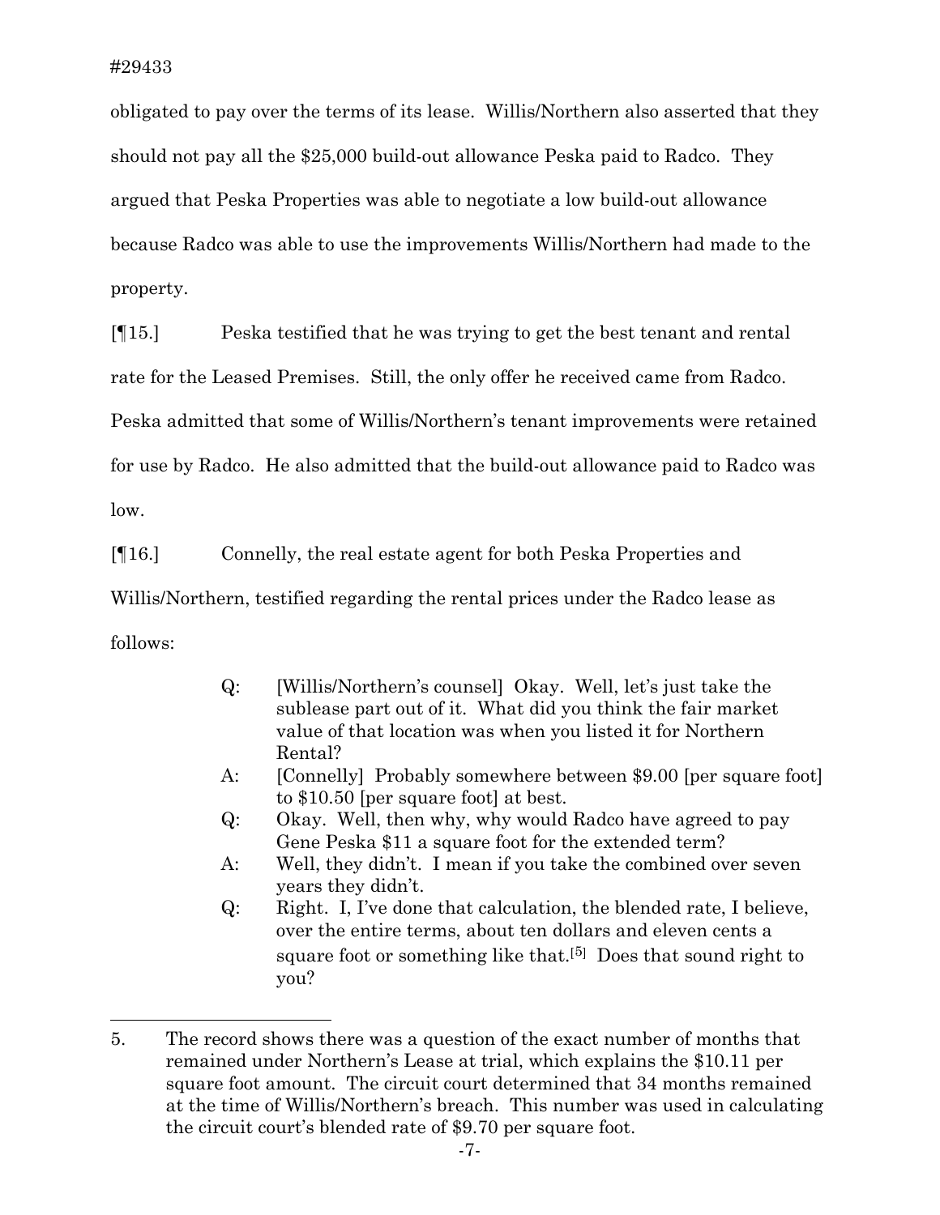obligated to pay over the terms of its lease. Willis/Northern also asserted that they should not pay all the $25,000 build-out allowance Peska paid to Radco. They argued that Peska Properties was able to negotiate a low build-out allowance because Radco was able to use the improvements Willis/Northern had made to the property.

[¶15.] Peska testified that he was trying to get the best tenant and rental rate for the Leased Premises. Still, the only offer he received came from Radco. Peska admitted that some of Willis/Northern's tenant improvements were retained for use by Radco. He also admitted that the build-out allowance paid to Radco was low.

[¶16.] Connelly, the real estate agent for both Peska Properties and Willis/Northern, testified regarding the rental prices under the Radco lease as follows:

> Q: [Willis/Northern's counsel] Okay. Well, let's just take the sublease part out of it. What did you think the fair market value of that location was when you listed it for Northern Rental?
>
> A: [Connelly] Probably somewhere between $9.00 [per square foot] to $10.50 [per square foot] at best.
>
> Q: Okay. Well, then why, why would Radco have agreed to pay Gene Peska $11 a square foot for the extended term?
>
> A: Well, they didn't. I mean if you take the combined over seven years they didn't.
>
> Q: Right. I, I've done that calculation, the blended rate, I believe, over the entire terms, about ten dollars and eleven cents a square foot or something like that.[5] Does that sound right to you?

---

5. The record shows there was a question of the exact number of months that remained under Northern's Lease at trial, which explains the $10.11 per square foot amount. The circuit court determined that 34 months remained at the time of Willis/Northern's breach. This number was used in calculating the circuit court's blended rate of $9.70 per square foot.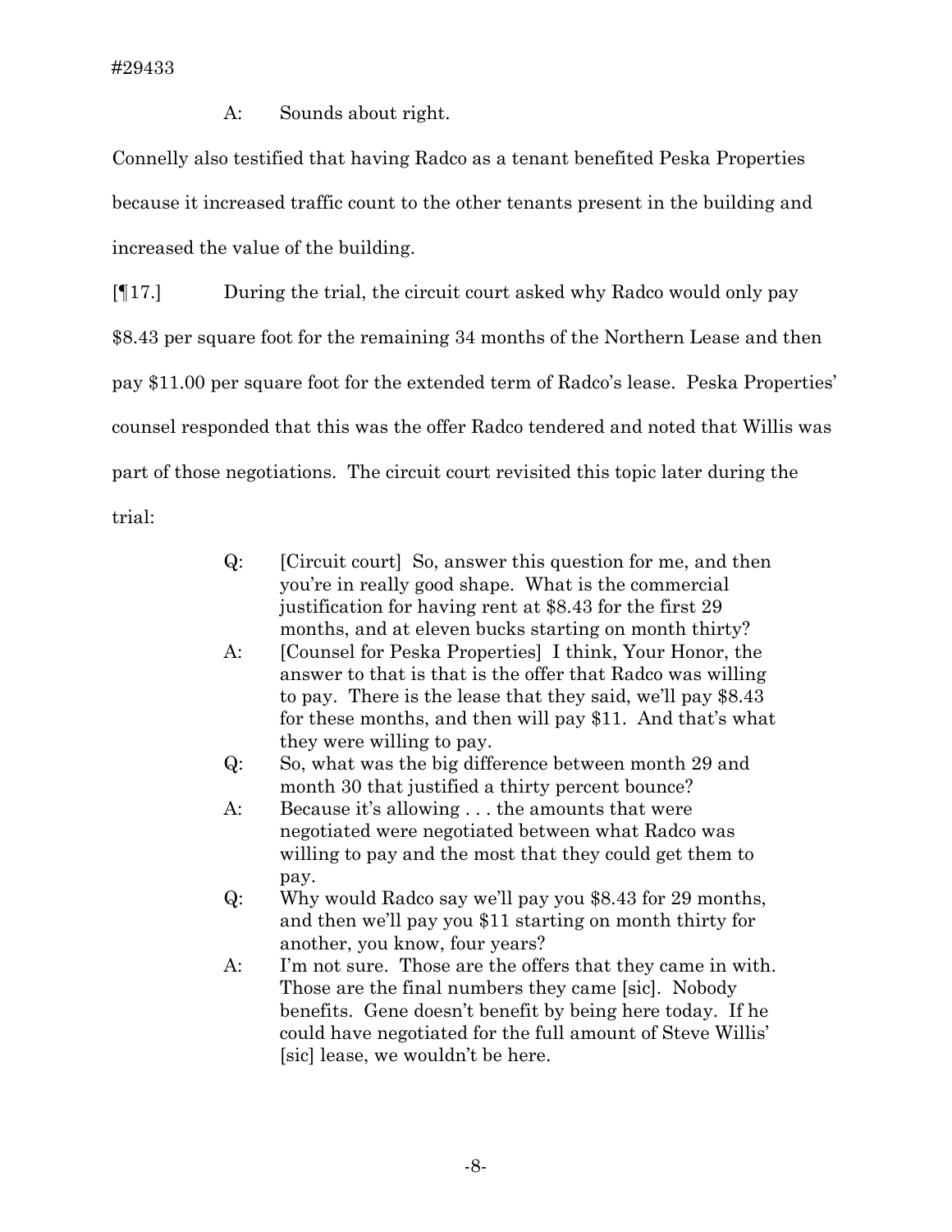A: Sounds about right.

Connelly also testified that having Radco as a tenant benefited Peska Properties because it increased traffic count to the other tenants present in the building and increased the value of the building.

[¶17.] During the trial, the circuit court asked why Radco would only pay $8.43 per square foot for the remaining 34 months of the Northern Lease and then pay $11.00 per square foot for the extended term of Radco's lease. Peska Properties' counsel responded that this was the offer Radco tendered and noted that Willis was part of those negotiations. The circuit court revisited this topic later during the trial:

> Q: [Circuit court] So, answer this question for me, and then you're in really good shape. What is the commercial justification for having rent at $8.43 for the first 29 months, and at eleven bucks starting on month thirty?
>
> A: [Counsel for Peska Properties] I think, Your Honor, the answer to that is that is the offer that Radco was willing to pay. There is the lease that they said, we'll pay $8.43 for these months, and then will pay $11. And that's what they were willing to pay.
>
> Q: So, what was the big difference between month 29 and month 30 that justified a thirty percent bounce?
>
> A: Because it's allowing . . . the amounts that were negotiated were negotiated between what Radco was willing to pay and the most that they could get them to pay.
>
> Q: Why would Radco say we'll pay you $8.43 for 29 months, and then we'll pay you $11 starting on month thirty for another, you know, four years?
>
> A: I'm not sure. Those are the offers that they came in with. Those are the final numbers they came [sic]. Nobody benefits. Gene doesn't benefit by being here today. If he could have negotiated for the full amount of Steve Willis' [sic] lease, we wouldn't be here.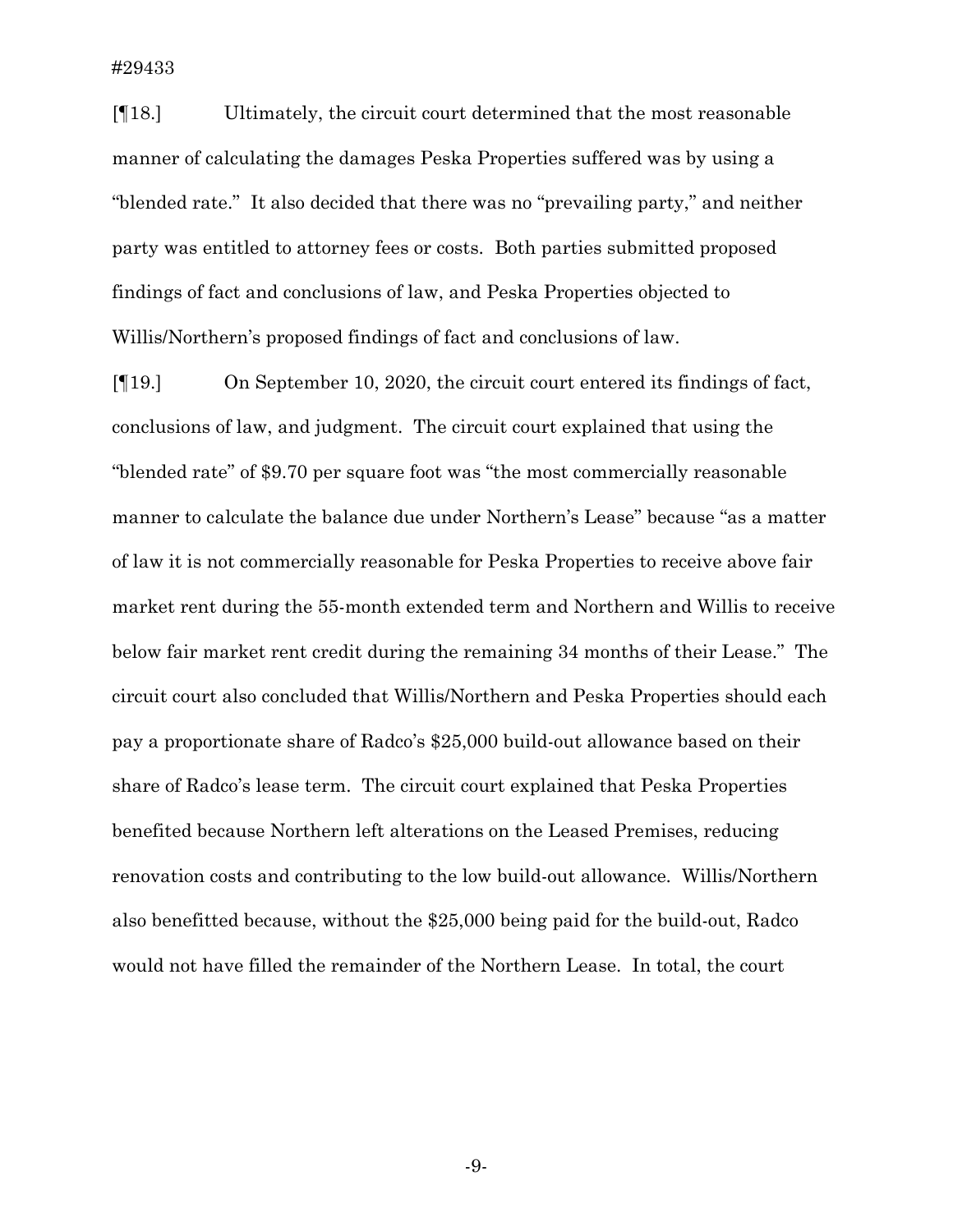[¶18.] Ultimately, the circuit court determined that the most reasonable manner of calculating the damages Peska Properties suffered was by using a "blended rate." It also decided that there was no "prevailing party," and neither party was entitled to attorney fees or costs. Both parties submitted proposed findings of fact and conclusions of law, and Peska Properties objected to Willis/Northern's proposed findings of fact and conclusions of law.

[¶19.] On September 10, 2020, the circuit court entered its findings of fact, conclusions of law, and judgment. The circuit court explained that using the "blended rate" of $9.70 per square foot was "the most commercially reasonable manner to calculate the balance due under Northern's Lease" because "as a matter of law it is not commercially reasonable for Peska Properties to receive above fair market rent during the 55-month extended term and Northern and Willis to receive below fair market rent credit during the remaining 34 months of their Lease." The circuit court also concluded that Willis/Northern and Peska Properties should each pay a proportionate share of Radco's $25,000 build-out allowance based on their share of Radco's lease term. The circuit court explained that Peska Properties benefited because Northern left alterations on the Leased Premises, reducing renovation costs and contributing to the low build-out allowance. Willis/Northern also benefitted because, without the $25,000 being paid for the build-out, Radco would not have filled the remainder of the Northern Lease. In total, the court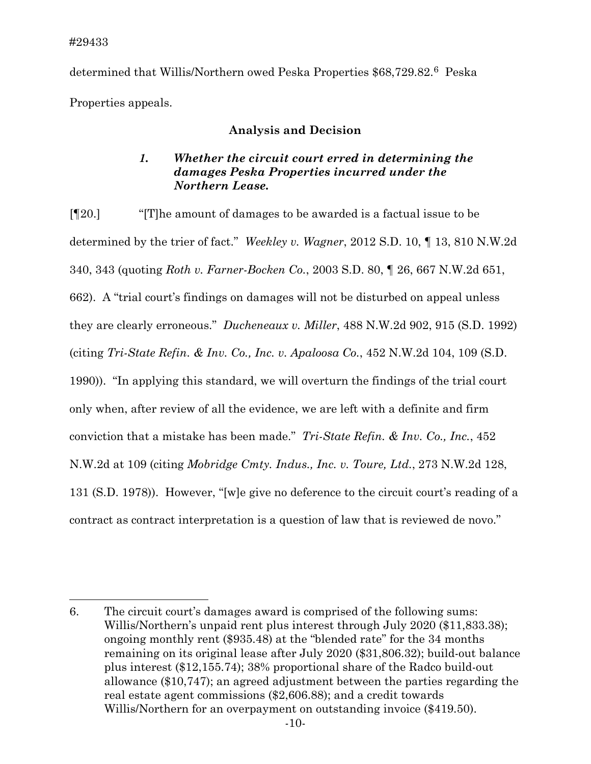determined that Willis/Northern owed Peska Properties $68,729.82.[6] Peska Properties appeals.

## Analysis and Decision

### *1. Whether the circuit court erred in determining the damages Peska Properties incurred under the Northern Lease.*

[¶20.] "[T]he amount of damages to be awarded is a factual issue to be determined by the trier of fact." *Weekley v. Wagner*, 2012 S.D. 10, ¶ 13, 810 N.W.2d 340, 343 (quoting *Roth v. Farner-Bocken Co.*, 2003 S.D. 80, ¶ 26, 667 N.W.2d 651, 662). A "trial court's findings on damages will not be disturbed on appeal unless they are clearly erroneous." *Ducheneaux v. Miller*, 488 N.W.2d 902, 915 (S.D. 1992) (citing *Tri-State Refin. & Inv. Co., Inc. v. Apaloosa Co.*, 452 N.W.2d 104, 109 (S.D. 1990)). "In applying this standard, we will overturn the findings of the trial court only when, after review of all the evidence, we are left with a definite and firm conviction that a mistake has been made." *Tri-State Refin. & Inv. Co., Inc.*, 452 N.W.2d at 109 (citing *Mobridge Cmty. Indus., Inc. v. Toure, Ltd.*, 273 N.W.2d 128, 131 (S.D. 1978)). However, "[w]e give no deference to the circuit court's reading of a contract as contract interpretation is a question of law that is reviewed de novo."

---

6. The circuit court's damages award is comprised of the following sums: Willis/Northern's unpaid rent plus interest through July 2020 ($11,833.38); ongoing monthly rent ($935.48) at the "blended rate" for the 34 months remaining on its original lease after July 2020 ($31,806.32); build-out balance plus interest ($12,155.74); 38% proportional share of the Radco build-out allowance ($10,747); an agreed adjustment between the parties regarding the real estate agent commissions ($2,606.88); and a credit towards Willis/Northern for an overpayment on outstanding invoice ($419.50).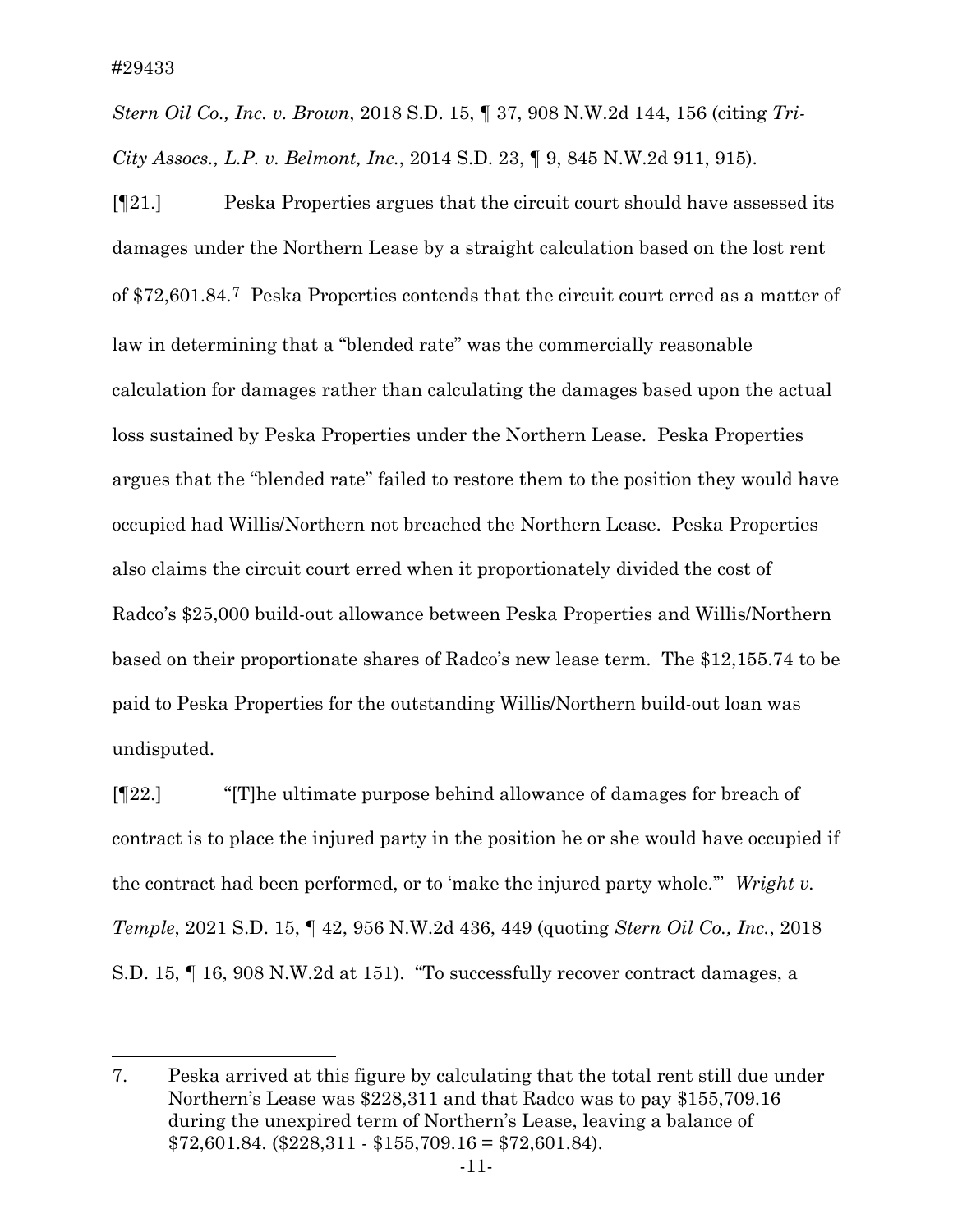*Stern Oil Co., Inc. v. Brown*, 2018 S.D. 15, ¶ 37, 908 N.W.2d 144, 156 (citing *Tri-City Assocs., L.P. v. Belmont, Inc.*, 2014 S.D. 23, ¶ 9, 845 N.W.2d 911, 915).

[¶21.] Peska Properties argues that the circuit court should have assessed its damages under the Northern Lease by a straight calculation based on the lost rent of $72,601.84.[7] Peska Properties contends that the circuit court erred as a matter of law in determining that a "blended rate" was the commercially reasonable calculation for damages rather than calculating the damages based upon the actual loss sustained by Peska Properties under the Northern Lease. Peska Properties argues that the "blended rate" failed to restore them to the position they would have occupied had Willis/Northern not breached the Northern Lease. Peska Properties also claims the circuit court erred when it proportionately divided the cost of Radco's $25,000 build-out allowance between Peska Properties and Willis/Northern based on their proportionate shares of Radco's new lease term. The $12,155.74 to be paid to Peska Properties for the outstanding Willis/Northern build-out loan was undisputed.

[¶22.] "[T]he ultimate purpose behind allowance of damages for breach of contract is to place the injured party in the position he or she would have occupied if the contract had been performed, or to 'make the injured party whole.'" *Wright v. Temple*, 2021 S.D. 15, ¶ 42, 956 N.W.2d 436, 449 (quoting *Stern Oil Co., Inc.*, 2018 S.D. 15, ¶ 16, 908 N.W.2d at 151). "To successfully recover contract damages, a

---

7. Peska arrived at this figure by calculating that the total rent still due under Northern's Lease was $228,311 and that Radco was to pay $155,709.16 during the unexpired term of Northern's Lease, leaving a balance of $72,601.84. ($228,311 - $155,709.16 = $72,601.84).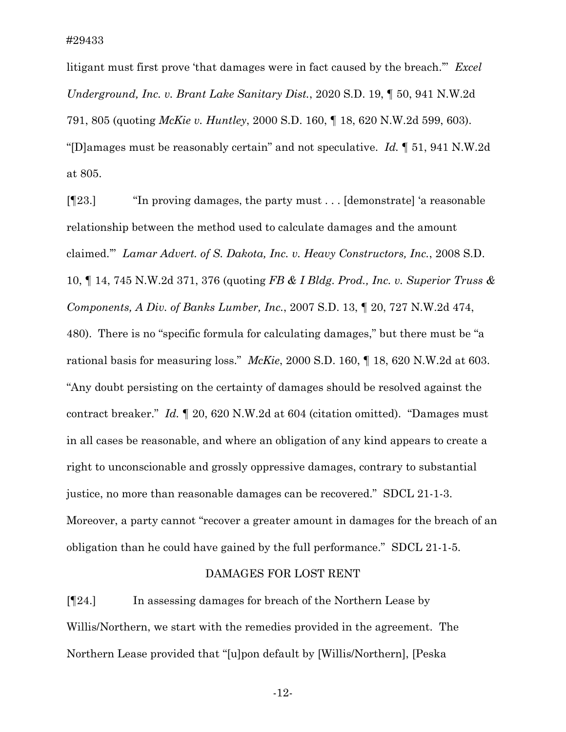litigant must first prove 'that damages were in fact caused by the breach.'" *Excel Underground, Inc. v. Brant Lake Sanitary Dist.*, 2020 S.D. 19, ¶ 50, 941 N.W.2d 791, 805 (quoting *McKie v. Huntley*, 2000 S.D. 160, ¶ 18, 620 N.W.2d 599, 603). "[D]amages must be reasonably certain" and not speculative. *Id.* ¶ 51, 941 N.W.2d at 805.

[¶23.] "In proving damages, the party must . . . [demonstrate] 'a reasonable relationship between the method used to calculate damages and the amount claimed.'" *Lamar Advert. of S. Dakota, Inc. v. Heavy Constructors, Inc.*, 2008 S.D. 10, ¶ 14, 745 N.W.2d 371, 376 (quoting *FB & I Bldg. Prod., Inc. v. Superior Truss & Components, A Div. of Banks Lumber, Inc.*, 2007 S.D. 13, ¶ 20, 727 N.W.2d 474, 480). There is no "specific formula for calculating damages," but there must be "a rational basis for measuring loss." *McKie*, 2000 S.D. 160, ¶ 18, 620 N.W.2d at 603. "Any doubt persisting on the certainty of damages should be resolved against the contract breaker." *Id.* ¶ 20, 620 N.W.2d at 604 (citation omitted). "Damages must in all cases be reasonable, and where an obligation of any kind appears to create a right to unconscionable and grossly oppressive damages, contrary to substantial justice, no more than reasonable damages can be recovered." SDCL 21-1-3. Moreover, a party cannot "recover a greater amount in damages for the breach of an obligation than he could have gained by the full performance." SDCL 21-1-5.

## DAMAGES FOR LOST RENT

[¶24.] In assessing damages for breach of the Northern Lease by Willis/Northern, we start with the remedies provided in the agreement. The Northern Lease provided that "[u]pon default by [Willis/Northern], [Peska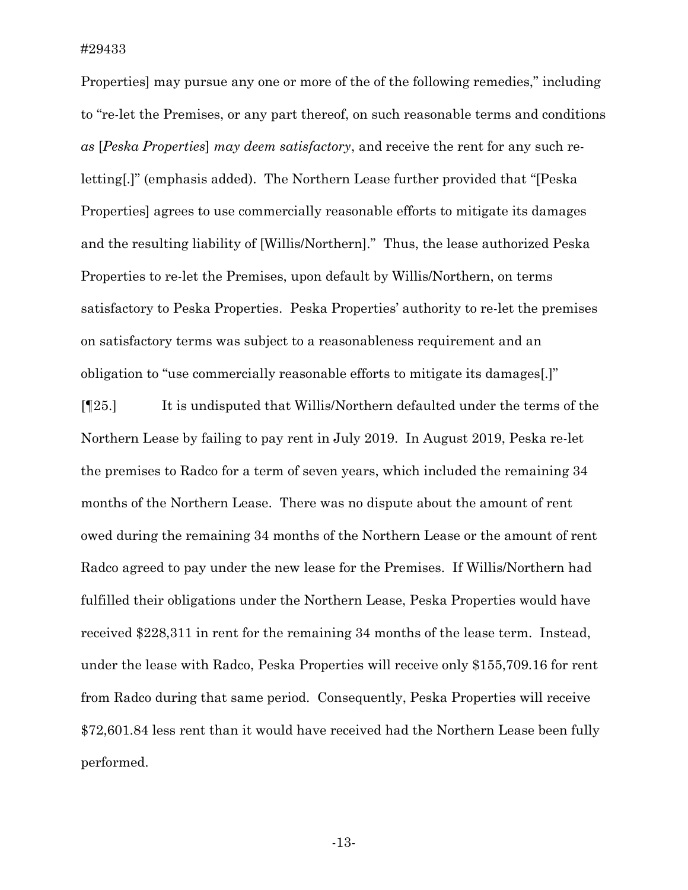Properties] may pursue any one or more of the of the following remedies," including to "re-let the Premises, or any part thereof, on such reasonable terms and conditions *as* [*Peska Properties*] *may deem satisfactory*, and receive the rent for any such re-letting[.]" (emphasis added). The Northern Lease further provided that "[Peska Properties] agrees to use commercially reasonable efforts to mitigate its damages and the resulting liability of [Willis/Northern]." Thus, the lease authorized Peska Properties to re-let the Premises, upon default by Willis/Northern, on terms satisfactory to Peska Properties. Peska Properties' authority to re-let the premises on satisfactory terms was subject to a reasonableness requirement and an obligation to "use commercially reasonable efforts to mitigate its damages[.]"

[¶25.] It is undisputed that Willis/Northern defaulted under the terms of the Northern Lease by failing to pay rent in July 2019. In August 2019, Peska re-let the premises to Radco for a term of seven years, which included the remaining 34 months of the Northern Lease. There was no dispute about the amount of rent owed during the remaining 34 months of the Northern Lease or the amount of rent Radco agreed to pay under the new lease for the Premises. If Willis/Northern had fulfilled their obligations under the Northern Lease, Peska Properties would have received $228,311 in rent for the remaining 34 months of the lease term. Instead, under the lease with Radco, Peska Properties will receive only $155,709.16 for rent from Radco during that same period. Consequently, Peska Properties will receive $72,601.84 less rent than it would have received had the Northern Lease been fully performed.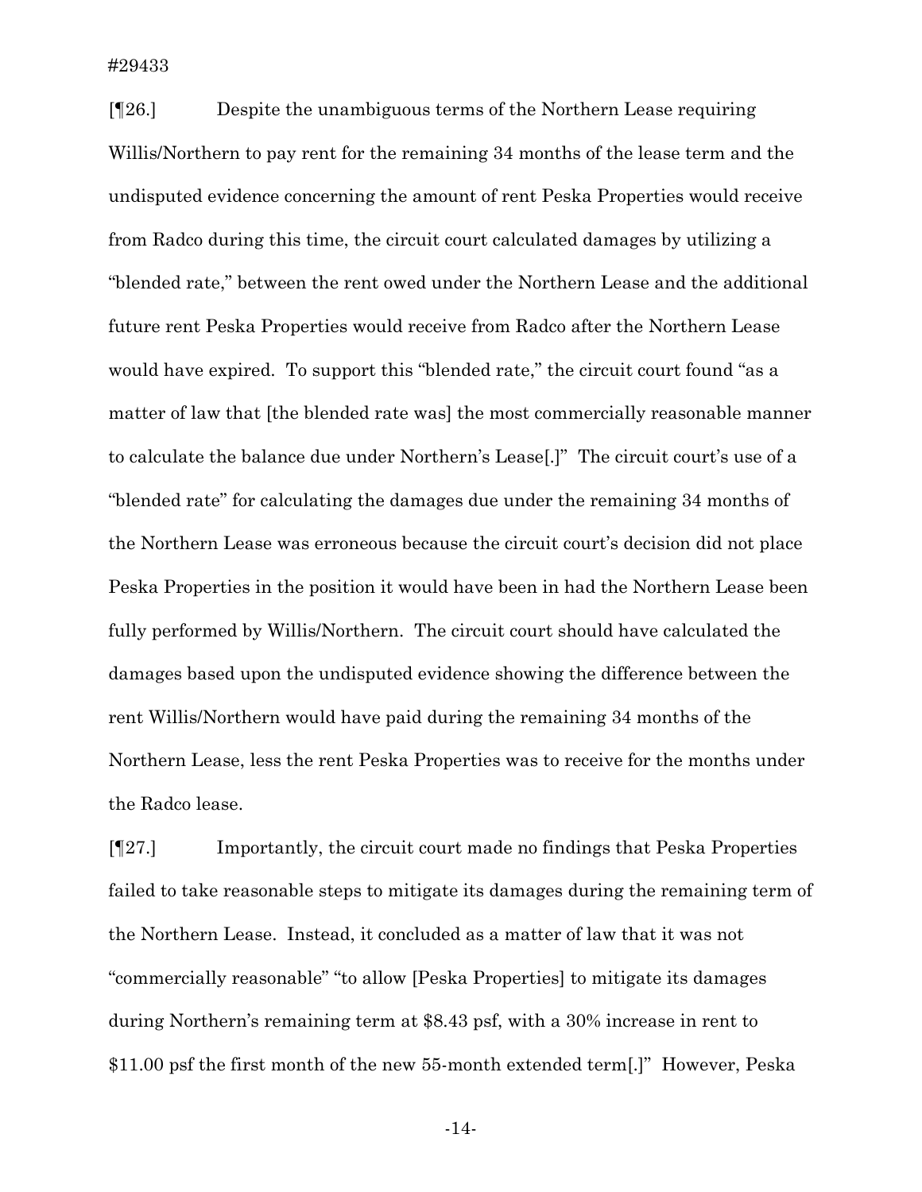[¶26.] Despite the unambiguous terms of the Northern Lease requiring Willis/Northern to pay rent for the remaining 34 months of the lease term and the undisputed evidence concerning the amount of rent Peska Properties would receive from Radco during this time, the circuit court calculated damages by utilizing a "blended rate," between the rent owed under the Northern Lease and the additional future rent Peska Properties would receive from Radco after the Northern Lease would have expired. To support this "blended rate," the circuit court found "as a matter of law that [the blended rate was] the most commercially reasonable manner to calculate the balance due under Northern's Lease[.]" The circuit court's use of a "blended rate" for calculating the damages due under the remaining 34 months of the Northern Lease was erroneous because the circuit court's decision did not place Peska Properties in the position it would have been in had the Northern Lease been fully performed by Willis/Northern. The circuit court should have calculated the damages based upon the undisputed evidence showing the difference between the rent Willis/Northern would have paid during the remaining 34 months of the Northern Lease, less the rent Peska Properties was to receive for the months under the Radco lease.

[¶27.] Importantly, the circuit court made no findings that Peska Properties failed to take reasonable steps to mitigate its damages during the remaining term of the Northern Lease. Instead, it concluded as a matter of law that it was not "commercially reasonable" "to allow [Peska Properties] to mitigate its damages during Northern's remaining term at $8.43 psf, with a 30% increase in rent to $11.00 psf the first month of the new 55-month extended term[.]" However, Peska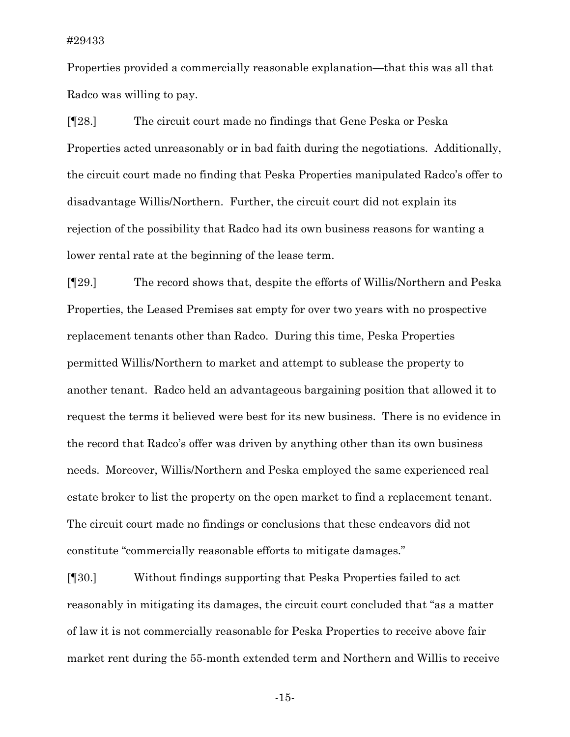Properties provided a commercially reasonable explanation—that this was all that Radco was willing to pay.

[¶28.] The circuit court made no findings that Gene Peska or Peska Properties acted unreasonably or in bad faith during the negotiations. Additionally, the circuit court made no finding that Peska Properties manipulated Radco's offer to disadvantage Willis/Northern. Further, the circuit court did not explain its rejection of the possibility that Radco had its own business reasons for wanting a lower rental rate at the beginning of the lease term.

[¶29.] The record shows that, despite the efforts of Willis/Northern and Peska Properties, the Leased Premises sat empty for over two years with no prospective replacement tenants other than Radco. During this time, Peska Properties permitted Willis/Northern to market and attempt to sublease the property to another tenant. Radco held an advantageous bargaining position that allowed it to request the terms it believed were best for its new business. There is no evidence in the record that Radco's offer was driven by anything other than its own business needs. Moreover, Willis/Northern and Peska employed the same experienced real estate broker to list the property on the open market to find a replacement tenant. The circuit court made no findings or conclusions that these endeavors did not constitute "commercially reasonable efforts to mitigate damages."

[¶30.] Without findings supporting that Peska Properties failed to act reasonably in mitigating its damages, the circuit court concluded that "as a matter of law it is not commercially reasonable for Peska Properties to receive above fair market rent during the 55-month extended term and Northern and Willis to receive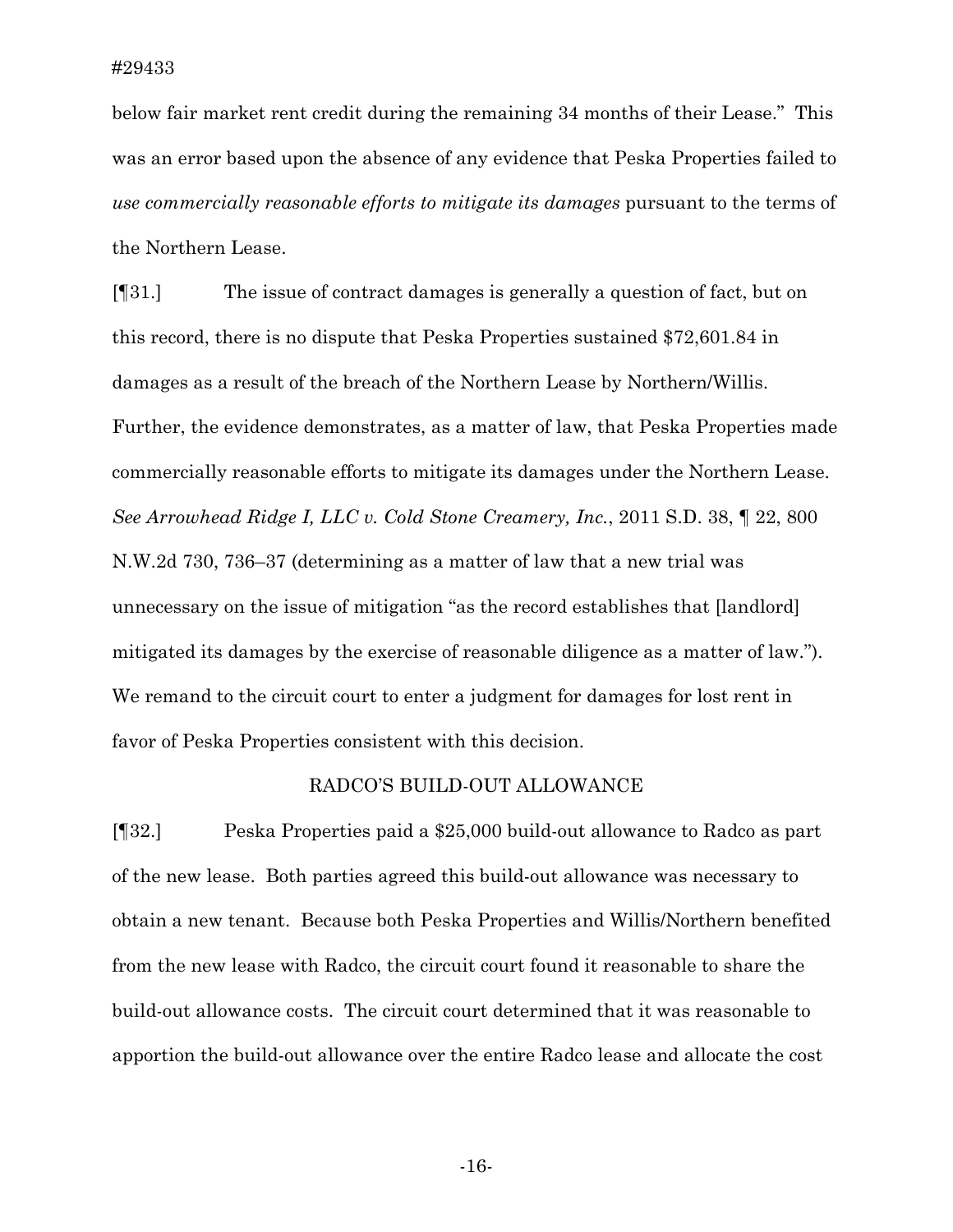below fair market rent credit during the remaining 34 months of their Lease." This was an error based upon the absence of any evidence that Peska Properties failed to *use commercially reasonable efforts to mitigate its damages* pursuant to the terms of the Northern Lease.

[¶31.] The issue of contract damages is generally a question of fact, but on this record, there is no dispute that Peska Properties sustained $72,601.84 in damages as a result of the breach of the Northern Lease by Northern/Willis. Further, the evidence demonstrates, as a matter of law, that Peska Properties made commercially reasonable efforts to mitigate its damages under the Northern Lease. *See Arrowhead Ridge I, LLC v. Cold Stone Creamery, Inc.*, 2011 S.D. 38, ¶ 22, 800 N.W.2d 730, 736–37 (determining as a matter of law that a new trial was unnecessary on the issue of mitigation "as the record establishes that [landlord] mitigated its damages by the exercise of reasonable diligence as a matter of law."). We remand to the circuit court to enter a judgment for damages for lost rent in favor of Peska Properties consistent with this decision.

## RADCO'S BUILD-OUT ALLOWANCE

[¶32.] Peska Properties paid a $25,000 build-out allowance to Radco as part of the new lease. Both parties agreed this build-out allowance was necessary to obtain a new tenant. Because both Peska Properties and Willis/Northern benefited from the new lease with Radco, the circuit court found it reasonable to share the build-out allowance costs. The circuit court determined that it was reasonable to apportion the build-out allowance over the entire Radco lease and allocate the cost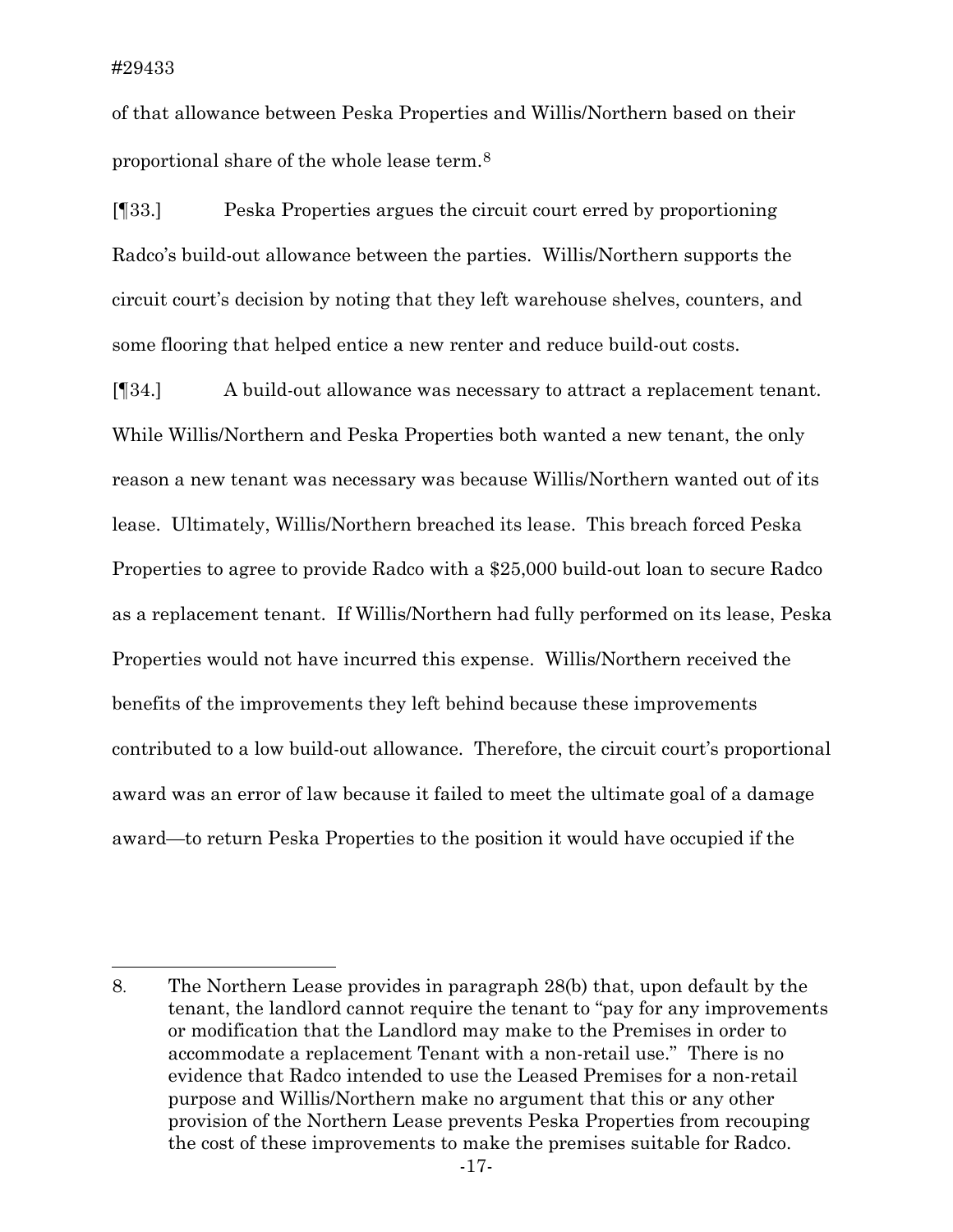of that allowance between Peska Properties and Willis/Northern based on their proportional share of the whole lease term.[8]

[¶33.] Peska Properties argues the circuit court erred by proportioning Radco's build-out allowance between the parties. Willis/Northern supports the circuit court's decision by noting that they left warehouse shelves, counters, and some flooring that helped entice a new renter and reduce build-out costs.

[¶34.] A build-out allowance was necessary to attract a replacement tenant. While Willis/Northern and Peska Properties both wanted a new tenant, the only reason a new tenant was necessary was because Willis/Northern wanted out of its lease. Ultimately, Willis/Northern breached its lease. This breach forced Peska Properties to agree to provide Radco with a $25,000 build-out loan to secure Radco as a replacement tenant. If Willis/Northern had fully performed on its lease, Peska Properties would not have incurred this expense. Willis/Northern received the benefits of the improvements they left behind because these improvements contributed to a low build-out allowance. Therefore, the circuit court's proportional award was an error of law because it failed to meet the ultimate goal of a damage award—to return Peska Properties to the position it would have occupied if the

---

8. The Northern Lease provides in paragraph 28(b) that, upon default by the tenant, the landlord cannot require the tenant to "pay for any improvements or modification that the Landlord may make to the Premises in order to accommodate a replacement Tenant with a non-retail use." There is no evidence that Radco intended to use the Leased Premises for a non-retail purpose and Willis/Northern make no argument that this or any other provision of the Northern Lease prevents Peska Properties from recouping the cost of these improvements to make the premises suitable for Radco.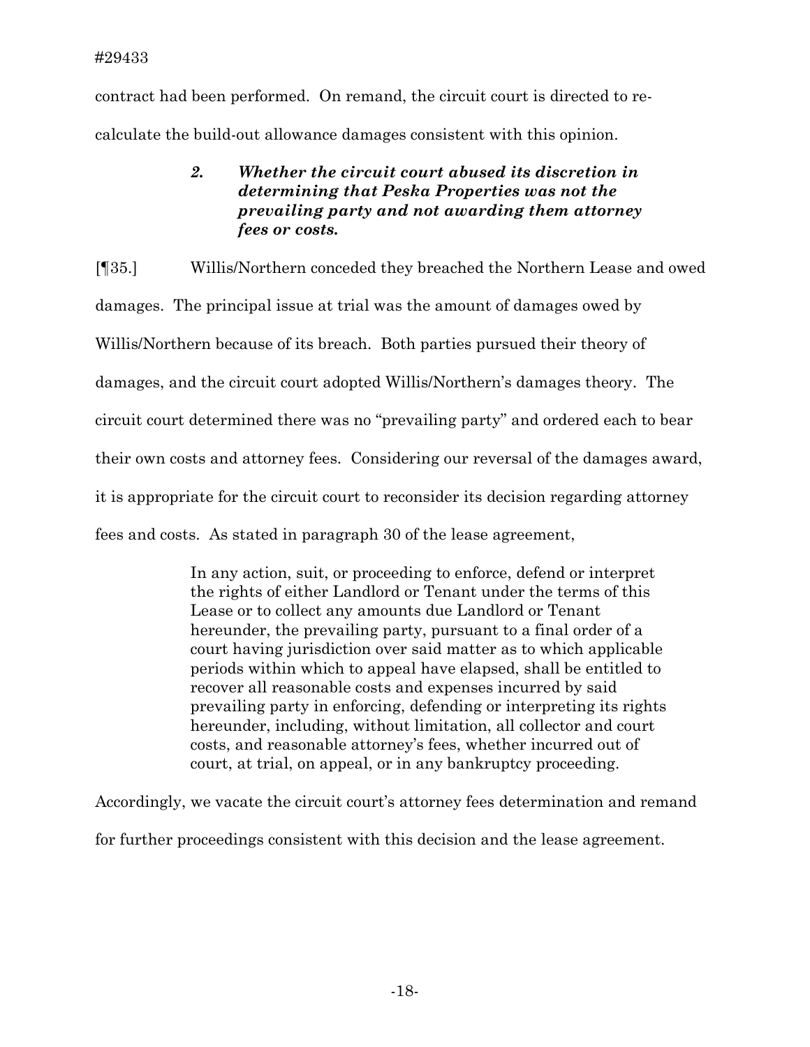contract had been performed. On remand, the circuit court is directed to re-calculate the build-out allowance damages consistent with this opinion.

### *2. Whether the circuit court abused its discretion in determining that Peska Properties was not the prevailing party and not awarding them attorney fees or costs.*

[¶35.] Willis/Northern conceded they breached the Northern Lease and owed damages. The principal issue at trial was the amount of damages owed by Willis/Northern because of its breach. Both parties pursued their theory of damages, and the circuit court adopted Willis/Northern's damages theory. The circuit court determined there was no "prevailing party" and ordered each to bear their own costs and attorney fees. Considering our reversal of the damages award, it is appropriate for the circuit court to reconsider its decision regarding attorney fees and costs. As stated in paragraph 30 of the lease agreement,

> In any action, suit, or proceeding to enforce, defend or interpret the rights of either Landlord or Tenant under the terms of this Lease or to collect any amounts due Landlord or Tenant hereunder, the prevailing party, pursuant to a final order of a court having jurisdiction over said matter as to which applicable periods within which to appeal have elapsed, shall be entitled to recover all reasonable costs and expenses incurred by said prevailing party in enforcing, defending or interpreting its rights hereunder, including, without limitation, all collector and court costs, and reasonable attorney's fees, whether incurred out of court, at trial, on appeal, or in any bankruptcy proceeding.

Accordingly, we vacate the circuit court's attorney fees determination and remand for further proceedings consistent with this decision and the lease agreement.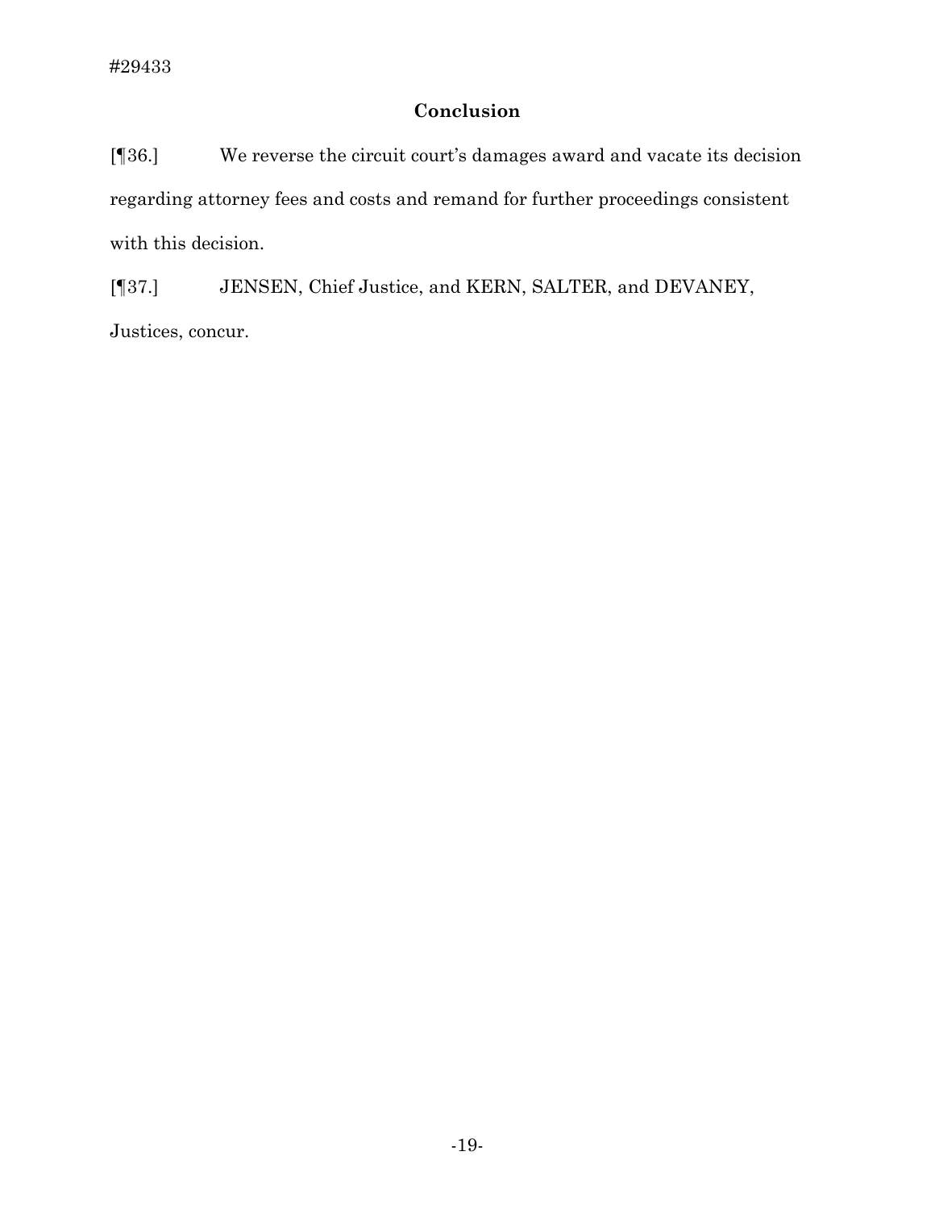## Conclusion

[¶36.] We reverse the circuit court's damages award and vacate its decision regarding attorney fees and costs and remand for further proceedings consistent with this decision.

[¶37.] JENSEN, Chief Justice, and KERN, SALTER, and DEVANEY, Justices, concur.